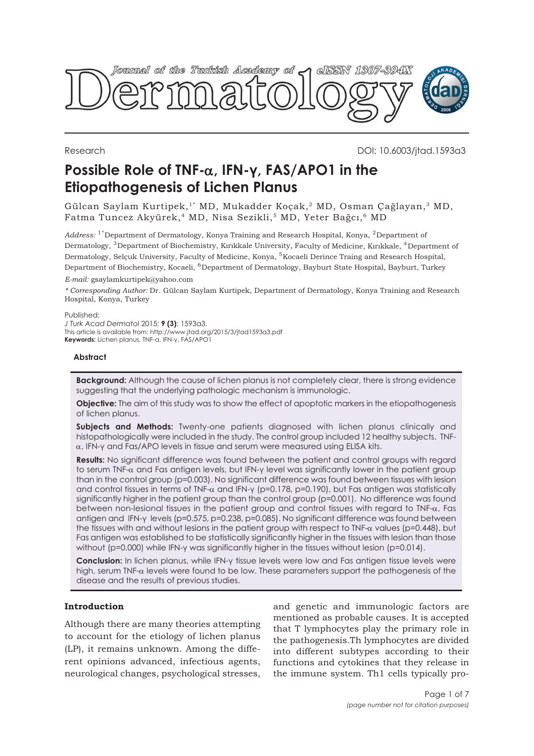Research

DOI: 10.6003/jtad.1593a3

# Possible Role of TNF-α, IFN-γ, FAS/APO1 in the Etiopathogenesis of Lichen Planus

Gülcan Saylam Kurtipek,[1*] MD, Mukadder Koçak,[2] MD, Osman Çağlayan,[3] MD, Fatma Tuncez Akyürek,[4] MD, Nisa Sezikli,[5] MD, Yeter Bağcı,[6] MD

*Address:* [1*]Department of Dermatology, Konya Training and Research Hospital, Konya, [2]Department of Dermatology, [3]Department of Biochemistry, Kırıkkale University, Faculty of Medicine, Kırıkkale, [4]Department of Dermatology, Selçuk University, Faculty of Medicine, Konya, [5]Kocaeli Derince Traing and Research Hospital, Department of Biochemistry, Kocaeli, [6]Department of Dermatology, Bayburt State Hospital, Bayburt, Turkey

*E-mail:* gsaylamkurtipek@yahoo.com

*\* Corresponding Author:* Dr. Gülcan Saylam Kurtipek, Department of Dermatology, Konya Training and Research Hospital, Konya, Turkey

Published:
*J Turk Acad Dermatol* 2015; **9 (3)**: 1593a3.
This article is available from: http://www.jtad.org/2015/3/jtad1593a3.pdf
**Keywords:** Lichen planus, TNF-α, IFN-γ, FAS/APO1

## Abstract

**Background:** Although the cause of lichen planus is not completely clear, there is strong evidence suggesting that the underlying pathologic mechanism is immunologic.

**Objective:** The aim of this study was to show the effect of apoptotic markers in the etiopathogenesis of lichen planus.

**Subjects and Methods:** Twenty-one patients diagnosed with lichen planus clinically and histopathologically were included in the study. The control group included 12 healthy subjects. TNF-α, IFN-γ and Fas/APO levels in tissue and serum were measured using ELISA kits.

**Results:** No significant difference was found between the patient and control groups with regard to serum TNF-α and Fas antigen levels, but IFN-γ level was significantly lower in the patient group than in the control group ($p=0.003$). No significant difference was found between tissues with lesion and control tissues in terms of TNF-α and IFN-γ ($p=0.178$, $p=0.190$), but Fas antigen was statistically significantly higher in the patient group than the control group ($p=0.001$). No difference was found between non-lesional tissues in the patient group and control tissues with regard to TNF-α, Fas antigen and IFN-γ levels ($p=0.575$, $p=0.238$, $p=0.085$). No significant difference was found between the tissues with and without lesions in the patient group with respect to TNF-α values ($p=0.448$), but Fas antigen was established to be statistically significantly higher in the tissues with lesion than those without ($p=0.000$) while IFN-γ was significantly higher in the tissues without lesion ($p=0.014$).

**Conclusion:** In lichen planus, while IFN-γ tissue levels were low and Fas antigen tissue levels were high, serum TNF-α levels were found to be low. These parameters support the pathogenesis of the disease and the results of previous studies.

## Introduction

Although there are many theories attempting to account for the etiology of lichen planus (LP), it remains unknown. Among the different opinions advanced, infectious agents, neurological changes, psychological stresses, and genetic and immunologic factors are mentioned as probable causes. It is accepted that T lymphocytes play the primary role in the pathogenesis.Th lymphocytes are divided into different subtypes according to their functions and cytokines that they release in the immune system. Th1 cells typically pro-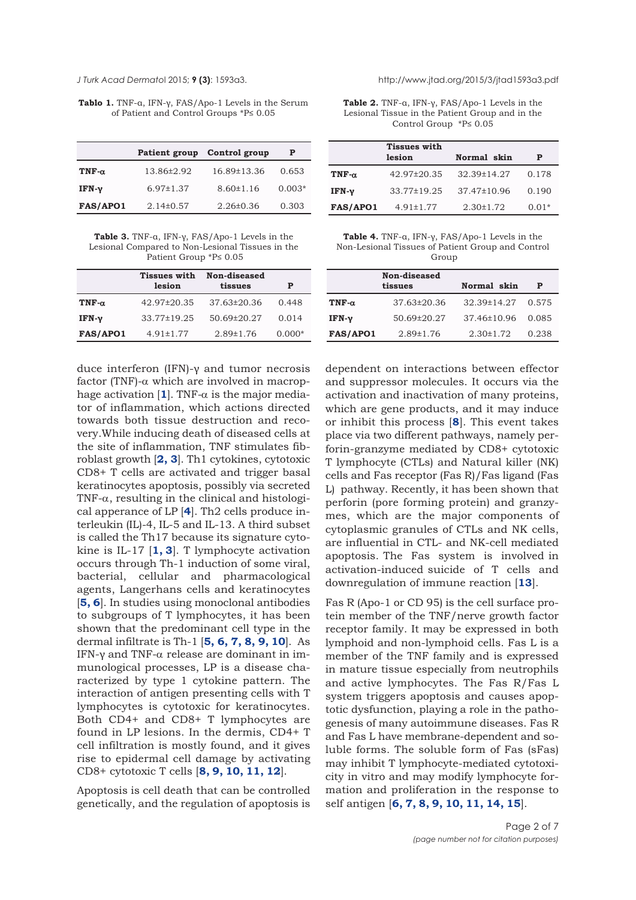**Tablo 1.** TNF-α, IFN-γ, FAS/Apo-1 Levels in the Serum of Patient and Control Groups *P≤ 0.05

| | Patient group | Control group | P |
|---|---|---|---|
| **TNF-α** | 13.86±2.92 | 16.89±13.36 | 0.653 |
| **IFN-γ** | 6.97±1.37 | 8.60±1.16 | 0.003* |
| **FAS/APO1** | 2.14±0.57 | 2.26±0.36 | 0.303 |

**Table 2.** TNF-α, IFN-γ, FAS/Apo-1 Levels in the Lesional Tissue in the Patient Group and in the Control Group *P≤ 0.05

| | Tissues with lesion | Normal skin | P |
|---|---|---|---|
| **TNF-α** | 42.97±20.35 | 32.39±14.27 | 0.178 |
| **IFN-γ** | 33.77±19.25 | 37.47±10.96 | 0.190 |
| **FAS/APO1** | 4.91±1.77 | 2.30±1.72 | 0.01* |

**Table 3.** TNF-α, IFN-γ, FAS/Apo-1 Levels in the Lesional Compared to Non-Lesional Tissues in the Patient Group *P≤ 0.05

| | Tissues with lesion | Non-diseased tissues | P |
|---|---|---|---|
| **TNF-α** | 42.97±20.35 | 37.63±20.36 | 0.448 |
| **IFN-γ** | 33.77±19.25 | 50.69±20.27 | 0.014 |
| **FAS/APO1** | 4.91±1.77 | 2.89±1.76 | 0.000* |

**Table 4.** TNF-α, IFN-γ, FAS/Apo-1 Levels in the Non-Lesional Tissues of Patient Group and Control Group

| | Non-diseased tissues | Normal skin | P |
|---|---|---|---|
| **TNF-α** | 37.63±20.36 | 32.39±14.27 | 0.575 |
| **IFN-γ** | 50.69±20.27 | 37.46±10.96 | 0.085 |
| **FAS/APO1** | 2.89±1.76 | 2.30±1.72 | 0.238 |

duce interferon (IFN)-γ and tumor necrosis factor (TNF)-α which are involved in macrophage activation [**1**]. TNF-α is the major mediator of inflammation, which actions directed towards both tissue destruction and recovery.While inducing death of diseased cells at the site of inflammation, TNF stimulates fibroblast growth [**2, 3**]. Th1 cytokines, cytotoxic CD8+ T cells are activated and trigger basal keratinocytes apoptosis, possibly via secreted TNF-α, resulting in the clinical and histological apperance of LP [**4**]. Th2 cells produce interleukin (IL)-4, IL-5 and IL-13. A third subset is called the Th17 because its signature cytokine is IL-17 [**1, 3**]. T lymphocyte activation occurs through Th-1 induction of some viral, bacterial, cellular and pharmacological agents, Langerhans cells and keratinocytes [**5, 6**]. In studies using monoclonal antibodies to subgroups of T lymphocytes, it has been shown that the predominant cell type in the dermal infiltrate is Th-1 [**5, 6, 7, 8, 9, 10**]. As IFN-γ and TNF-α release are dominant in immunological processes, LP is a disease characterized by type 1 cytokine pattern. The interaction of antigen presenting cells with T lymphocytes is cytotoxic for keratinocytes. Both CD4+ and CD8+ T lymphocytes are found in LP lesions. In the dermis, CD4+ T cell infiltration is mostly found, and it gives rise to epidermal cell damage by activating CD8+ cytotoxic T cells [**8, 9, 10, 11, 12**].

Apoptosis is cell death that can be controlled genetically, and the regulation of apoptosis is dependent on interactions between effector and suppressor molecules. It occurs via the activation and inactivation of many proteins, which are gene products, and it may induce or inhibit this process [**8**]. This event takes place via two different pathways, namely perforin-granzyme mediated by CD8+ cytotoxic T lymphocyte (CTLs) and Natural killer (NK) cells and Fas receptor (Fas R)/Fas ligand (Fas L) pathway. Recently, it has been shown that perforin (pore forming protein) and granzymes, which are the major components of cytoplasmic granules of CTLs and NK cells, are influential in CTL- and NK-cell mediated apoptosis. The Fas system is involved in activation-induced suicide of T cells and downregulation of immune reaction [**13**].

Fas R (Apo-1 or CD 95) is the cell surface protein member of the TNF/nerve growth factor receptor family. It may be expressed in both lymphoid and non-lymphoid cells. Fas L is a member of the TNF family and is expressed in mature tissue especially from neutrophils and active lymphocytes. The Fas R/Fas L system triggers apoptosis and causes apoptotic dysfunction, playing a role in the pathogenesis of many autoimmune diseases. Fas R and Fas L have membrane-dependent and soluble forms. The soluble form of Fas (sFas) may inhibit T lymphocyte-mediated cytotoxicity in vitro and may modify lymphocyte formation and proliferation in the response to self antigen [**6, 7, 8, 9, 10, 11, 14, 15**].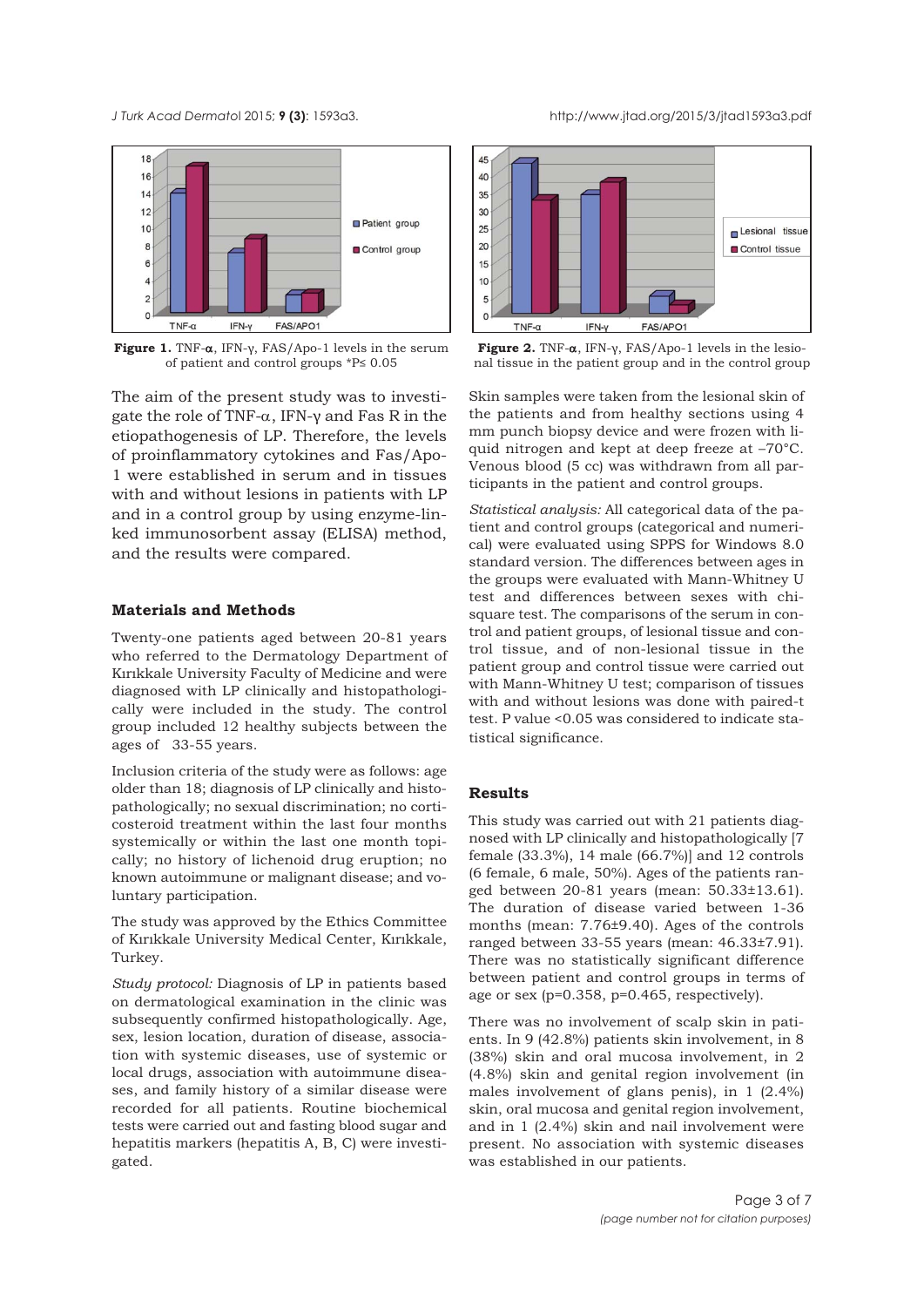Figure 1. TNF-α, IFN-γ, FAS/Apo-1 levels in the serum of patient and control groups *P≤ 0.05

Figure 2. TNF-α, IFN-γ, FAS/Apo-1 levels in the lesional tissue in the patient group and in the control group

The aim of the present study was to investigate the role of TNF-α, IFN-γ and Fas R in the etiopathogenesis of LP. Therefore, the levels of proinflammatory cytokines and Fas/Apo-1 were established in serum and in tissues with and without lesions in patients with LP and in a control group by using enzyme-linked immunosorbent assay (ELISA) method, and the results were compared.

## Materials and Methods

Twenty-one patients aged between 20-81 years who referred to the Dermatology Department of Kırıkkale University Faculty of Medicine and were diagnosed with LP clinically and histopathologically were included in the study. The control group included 12 healthy subjects between the ages of 33-55 years.

Inclusion criteria of the study were as follows: age older than 18; diagnosis of LP clinically and histopathologically; no sexual discrimination; no corticosteroid treatment within the last four months systemically or within the last one month topically; no history of lichenoid drug eruption; no known autoimmune or malignant disease; and voluntary participation.

The study was approved by the Ethics Committee of Kırıkkale University Medical Center, Kırıkkale, Turkey.

*Study protocol:* Diagnosis of LP in patients based on dermatological examination in the clinic was subsequently confirmed histopathologically. Age, sex, lesion location, duration of disease, association with systemic diseases, use of systemic or local drugs, association with autoimmune diseases, and family history of a similar disease were recorded for all patients. Routine biochemical tests were carried out and fasting blood sugar and hepatitis markers (hepatitis A, B, C) were investigated.

Skin samples were taken from the lesional skin of the patients and from healthy sections using 4 mm punch biopsy device and were frozen with liquid nitrogen and kept at deep freeze at –70°C. Venous blood (5 cc) was withdrawn from all participants in the patient and control groups.

*Statistical analysis:* All categorical data of the patient and control groups (categorical and numerical) were evaluated using SPPS for Windows 8.0 standard version. The differences between ages in the groups were evaluated with Mann-Whitney U test and differences between sexes with chi-square test. The comparisons of the serum in control and patient groups, of lesional tissue and control tissue, and of non-lesional tissue in the patient group and control tissue were carried out with Mann-Whitney U test; comparison of tissues with and without lesions was done with paired-t test. P value <0.05 was considered to indicate statistical significance.

## Results

This study was carried out with 21 patients diagnosed with LP clinically and histopathologically [7 female (33.3%), 14 male (66.7%)] and 12 controls (6 female, 6 male, 50%). Ages of the patients ranged between 20-81 years (mean: 50.33±13.61). The duration of disease varied between 1-36 months (mean: 7.76±9.40). Ages of the controls ranged between 33-55 years (mean: 46.33±7.91). There was no statistically significant difference between patient and control groups in terms of age or sex (p=0.358, p=0.465, respectively).

There was no involvement of scalp skin in patients. In 9 (42.8%) patients skin involvement, in 8 (38%) skin and oral mucosa involvement, in 2 (4.8%) skin and genital region involvement (in males involvement of glans penis), in 1 (2.4%) skin, oral mucosa and genital region involvement, and in 1 (2.4%) skin and nail involvement were present. No association with systemic diseases was established in our patients.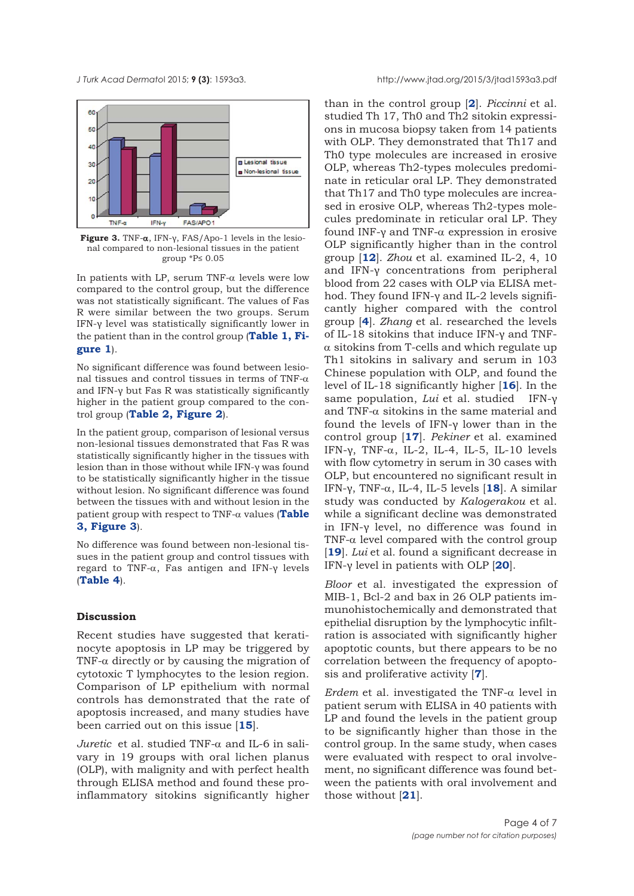**Figure 3.** TNF-α, IFN-γ, FAS/Apo-1 levels in the lesional compared to non-lesional tissues in the patient group *P≤ 0.05

In patients with LP, serum TNF-α levels were low compared to the control group, but the difference was not statistically significant. The values of Fas R were similar between the two groups. Serum IFN-γ level was statistically significantly lower in the patient than in the control group (**Table 1, Figure 1**).

No significant difference was found between lesional tissues and control tissues in terms of TNF-α and IFN-γ but Fas R was statistically significantly higher in the patient group compared to the control group (**Table 2, Figure 2**).

In the patient group, comparison of lesional versus non-lesional tissues demonstrated that Fas R was statistically significantly higher in the tissues with lesion than in those without while IFN-γ was found to be statistically significantly higher in the tissue without lesion. No significant difference was found between the tissues with and without lesion in the patient group with respect to TNF-α values (**Table 3, Figure 3**).

No difference was found between non-lesional tissues in the patient group and control tissues with regard to TNF-α, Fas antigen and IFN-γ levels (**Table 4**).

## Discussion

Recent studies have suggested that keratinocyte apoptosis in LP may be triggered by TNF-α directly or by causing the migration of cytotoxic T lymphocytes to the lesion region. Comparison of LP epithelium with normal controls has demonstrated that the rate of apoptosis increased, and many studies have been carried out on this issue [**15**].

*Juretic* et al. studied TNF-α and IL-6 in salivary in 19 groups with oral lichen planus (OLP), with malignity and with perfect health through ELISA method and found these pro-inflammatory sitokins significantly higher than in the control group [**2**]. *Piccinni* et al. studied Th 17, Th0 and Th2 sitokin expressions in mucosa biopsy taken from 14 patients with OLP. They demonstrated that Th17 and Th0 type molecules are increased in erosive OLP, whereas Th2-types molecules predominate in reticular oral LP. They demonstrated that Th17 and Th0 type molecules are increased in erosive OLP, whereas Th2-types molecules predominate in reticular oral LP. They found INF-γ and TNF-α expression in erosive OLP significantly higher than in the control group [**12**]. *Zhou* et al. examined IL-2, 4, 10 and IFN-γ concentrations from peripheral blood from 22 cases with OLP via ELISA method. They found IFN-γ and IL-2 levels significantly higher compared with the control group [**4**]. *Zhang* et al. researched the levels of IL-18 sitokins that induce IFN-γ and TNF-α sitokins from T-cells and which regulate up Th1 sitokins in salivary and serum in 103 Chinese population with OLP, and found the level of IL-18 significantly higher [**16**]. In the same population, *Lui* et al. studied IFN-γ and TNF-α sitokins in the same material and found the levels of IFN-γ lower than in the control group [**17**]. *Pekiner* et al. examined IFN-γ, TNF-α, IL-2, IL-4, IL-5, IL-10 levels with flow cytometry in serum in 30 cases with OLP, but encountered no significant result in IFN-γ, TNF-α, IL-4, IL-5 levels [**18**]. A similar study was conducted by *Kalogerakou* et al. while a significant decline was demonstrated in IFN-γ level, no difference was found in TNF-α level compared with the control group [**19**]. *Lui* et al. found a significant decrease in IFN-γ level in patients with OLP [**20**].

*Bloor* et al. investigated the expression of MIB-1, Bcl-2 and bax in 26 OLP patients immunohistochemically and demonstrated that epithelial disruption by the lymphocytic infiltration is associated with significantly higher apoptotic counts, but there appears to be no correlation between the frequency of apoptosis and proliferative activity [**7**].

*Erdem* et al. investigated the TNF-α level in patient serum with ELISA in 40 patients with LP and found the levels in the patient group to be significantly higher than those in the control group. In the same study, when cases were evaluated with respect to oral involvement, no significant difference was found between the patients with oral involvement and those without [**21**].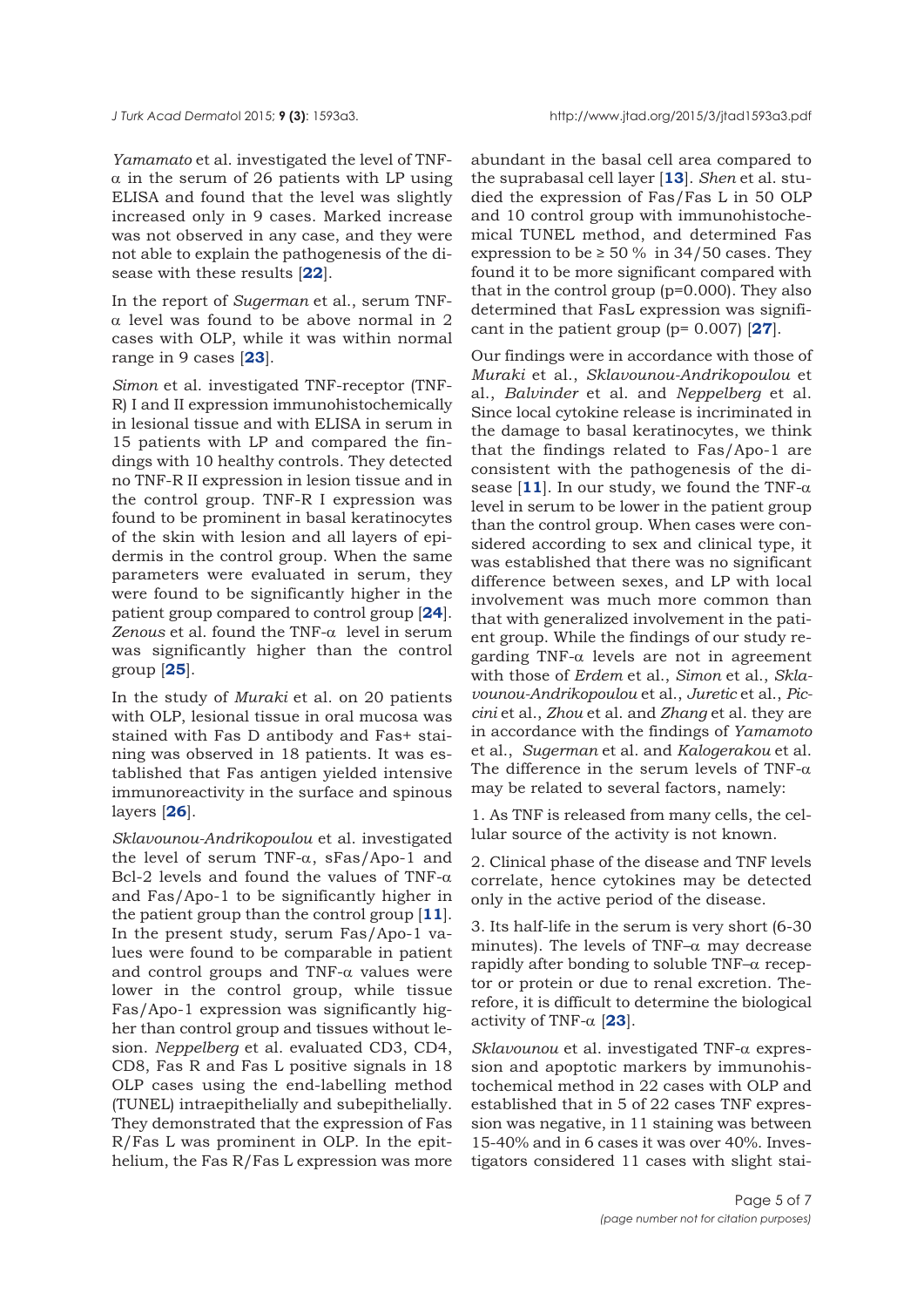*Yamamato* et al. investigated the level of TNF-$\alpha$ in the serum of 26 patients with LP using ELISA and found that the level was slightly increased only in 9 cases. Marked increase was not observed in any case, and they were not able to explain the pathogenesis of the disease with these results [**22**].

In the report of *Sugerman* et al., serum TNF-$\alpha$ level was found to be above normal in 2 cases with OLP, while it was within normal range in 9 cases [**23**].

*Simon* et al. investigated TNF-receptor (TNF-R) I and II expression immunohistochemically in lesional tissue and with ELISA in serum in 15 patients with LP and compared the findings with 10 healthy controls. They detected no TNF-R II expression in lesion tissue and in the control group. TNF-R I expression was found to be prominent in basal keratinocytes of the skin with lesion and all layers of epidermis in the control group. When the same parameters were evaluated in serum, they were found to be significantly higher in the patient group compared to control group [**24**]. *Zenous* et al. found the TNF-$\alpha$ level in serum was significantly higher than the control group [**25**].

In the study of *Muraki* et al. on 20 patients with OLP, lesional tissue in oral mucosa was stained with Fas D antibody and Fas+ staining was observed in 18 patients. It was established that Fas antigen yielded intensive immunoreactivity in the surface and spinous layers [**26**].

*Sklavounou-Andrikopoulou* et al. investigated the level of serum TNF-$\alpha$, sFas/Apo-1 and Bcl-2 levels and found the values of TNF-$\alpha$ and Fas/Apo-1 to be significantly higher in the patient group than the control group [**11**]. In the present study, serum Fas/Apo-1 values were found to be comparable in patient and control groups and TNF-$\alpha$ values were lower in the control group, while tissue Fas/Apo-1 expression was significantly higher than control group and tissues without lesion. *Neppelberg* et al. evaluated CD3, CD4, CD8, Fas R and Fas L positive signals in 18 OLP cases using the end-labelling method (TUNEL) intraepithelially and subepithelially. They demonstrated that the expression of Fas R/Fas L was prominent in OLP. In the epithelium, the Fas R/Fas L expression was more abundant in the basal cell area compared to the suprabasal cell layer [**13**]. *Shen* et al. studied the expression of Fas/Fas L in 50 OLP and 10 control group with immunohistochemical TUNEL method, and determined Fas expression to be ≥ 50 % in 34/50 cases. They found it to be more significant compared with that in the control group ($p=0.000$). They also determined that FasL expression was significant in the patient group ($p= 0.007$) [**27**].

Our findings were in accordance with those of *Muraki* et al., *Sklavounou-Andrikopoulou* et al., *Balvinder* et al. and *Neppelberg* et al. Since local cytokine release is incriminated in the damage to basal keratinocytes, we think that the findings related to Fas/Apo-1 are consistent with the pathogenesis of the disease [**11**]. In our study, we found the TNF-$\alpha$ level in serum to be lower in the patient group than the control group. When cases were considered according to sex and clinical type, it was established that there was no significant difference between sexes, and LP with local involvement was much more common than that with generalized involvement in the patient group. While the findings of our study regarding TNF-$\alpha$ levels are not in agreement with those of *Erdem* et al., *Simon* et al., *Sklavounou-Andrikopoulou* et al., *Juretic* et al., *Piccini* et al., *Zhou* et al. and *Zhang* et al. they are in accordance with the findings of *Yamamoto* et al., *Sugerman* et al. and *Kalogerakou* et al. The difference in the serum levels of TNF-$\alpha$ may be related to several factors, namely:

1. As TNF is released from many cells, the cellular source of the activity is not known.

2. Clinical phase of the disease and TNF levels correlate, hence cytokines may be detected only in the active period of the disease.

3. Its half-life in the serum is very short (6-30 minutes). The levels of TNF–$\alpha$ may decrease rapidly after bonding to soluble TNF–$\alpha$ receptor or protein or due to renal excretion. Therefore, it is difficult to determine the biological activity of TNF-$\alpha$ [**23**].

*Sklavounou* et al. investigated TNF-$\alpha$ expression and apoptotic markers by immunohistochemical method in 22 cases with OLP and established that in 5 of 22 cases TNF expression was negative, in 11 staining was between 15-40% and in 6 cases it was over 40%. Investigators considered 11 cases with slight stai-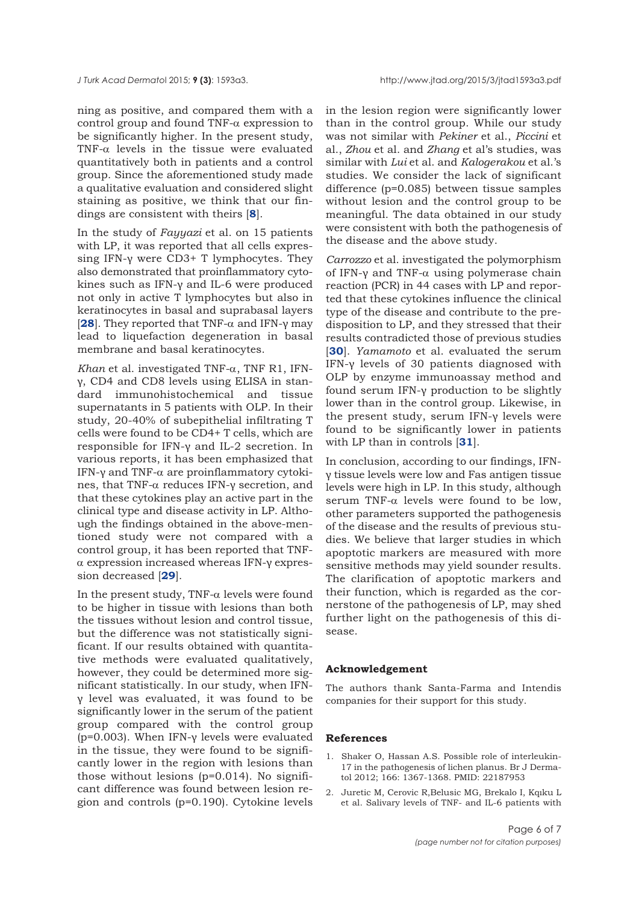ning as positive, and compared them with a control group and found TNF-α expression to be significantly higher. In the present study, TNF-α levels in the tissue were evaluated quantitatively both in patients and a control group. Since the aforementioned study made a qualitative evaluation and considered slight staining as positive, we think that our findings are consistent with theirs [**8**].

In the study of *Fayyazi* et al. on 15 patients with LP, it was reported that all cells expressing IFN-γ were CD3+ T lymphocytes. They also demonstrated that proinflammatory cytokines such as IFN-γ and IL-6 were produced not only in active T lymphocytes but also in keratinocytes in basal and suprabasal layers [**28**]. They reported that TNF-α and IFN-γ may lead to liquefaction degeneration in basal membrane and basal keratinocytes.

*Khan* et al. investigated TNF-α, TNF R1, IFN-γ, CD4 and CD8 levels using ELISA in standard immunohistochemical and tissue supernatants in 5 patients with OLP. In their study, 20-40% of subepithelial infiltrating T cells were found to be CD4+ T cells, which are responsible for IFN-γ and IL-2 secretion. In various reports, it has been emphasized that IFN-γ and TNF-α are proinflammatory cytokines, that TNF-α reduces IFN-γ secretion, and that these cytokines play an active part in the clinical type and disease activity in LP. Although the findings obtained in the above-mentioned study were not compared with a control group, it has been reported that TNF-α expression increased whereas IFN-γ expression decreased [**29**].

In the present study, TNF-α levels were found to be higher in tissue with lesions than both the tissues without lesion and control tissue, but the difference was not statistically significant. If our results obtained with quantitative methods were evaluated qualitatively, however, they could be determined more significant statistically. In our study, when IFN-γ level was evaluated, it was found to be significantly lower in the serum of the patient group compared with the control group ($p=0.003$). When IFN-γ levels were evaluated in the tissue, they were found to be significantly lower in the region with lesions than those without lesions ($p=0.014$). No significant difference was found between lesion region and controls ($p=0.190$). Cytokine levels in the lesion region were significantly lower than in the control group. While our study was not similar with *Pekiner* et al., *Piccini* et al., *Zhou* et al. and *Zhang* et al's studies, was similar with *Lui* et al. and *Kalogerakou* et al.'s studies. We consider the lack of significant difference ($p=0.085$) between tissue samples without lesion and the control group to be meaningful. The data obtained in our study were consistent with both the pathogenesis of the disease and the above study.

*Carrozzo* et al. investigated the polymorphism of IFN-γ and TNF-α using polymerase chain reaction (PCR) in 44 cases with LP and reported that these cytokines influence the clinical type of the disease and contribute to the predisposition to LP, and they stressed that their results contradicted those of previous studies [**30**]. *Yamamoto* et al. evaluated the serum IFN-γ levels of 30 patients diagnosed with OLP by enzyme immunoassay method and found serum IFN-γ production to be slightly lower than in the control group. Likewise, in the present study, serum IFN-γ levels were found to be significantly lower in patients with LP than in controls [**31**].

In conclusion, according to our findings, IFN-γ tissue levels were low and Fas antigen tissue levels were high in LP. In this study, although serum TNF-α levels were found to be low, other parameters supported the pathogenesis of the disease and the results of previous studies. We believe that larger studies in which apoptotic markers are measured with more sensitive methods may yield sounder results. The clarification of apoptotic markers and their function, which is regarded as the cornerstone of the pathogenesis of LP, may shed further light on the pathogenesis of this disease.

## Acknowledgement

The authors thank Santa-Farma and Intendis companies for their support for this study.

## References

1. Shaker O, Hassan A.S. Possible role of interleukin-17 in the pathogenesis of lichen planus. Br J Dermatol 2012; 166: 1367-1368. PMID: 22187953
2. Juretic M, Cerovic R,Belusic MG, Brekalo I, Kqıku L et al. Salivary levels of TNF- and IL-6 patients with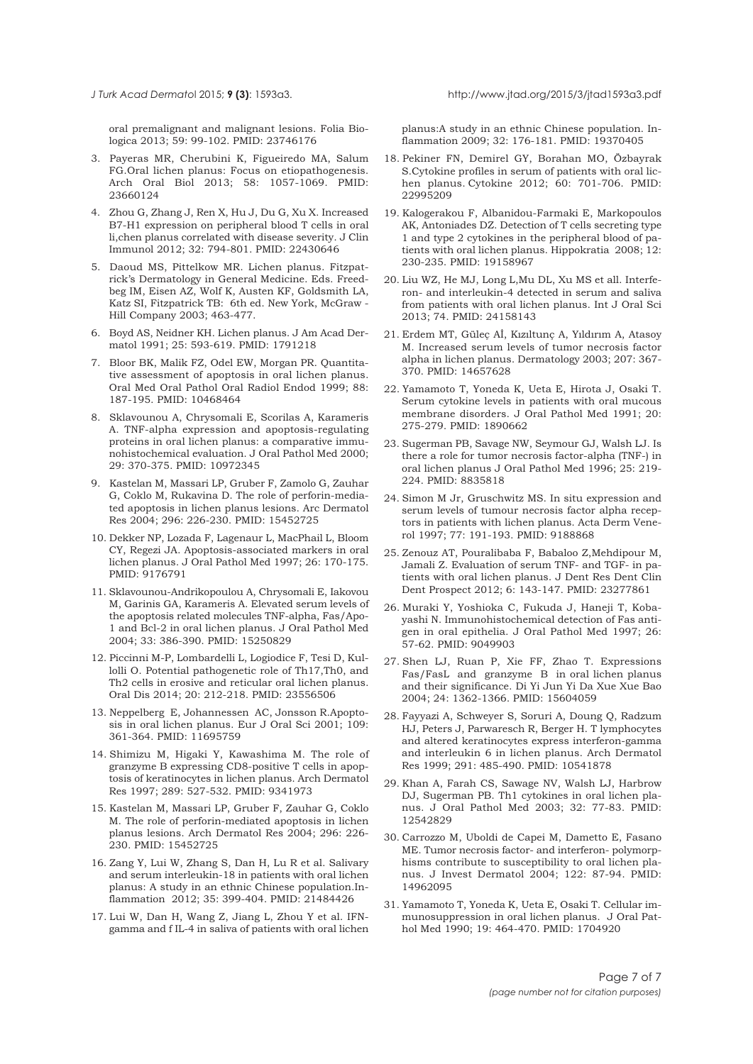oral premalignant and malignant lesions. Folia Biologica 2013; 59: 99-102. PMID: 23746176

3. Payeras MR, Cherubini K, Figueiredo MA, Salum FG.Oral lichen planus: Focus on etiopathogenesis. Arch Oral Biol 2013; 58: 1057-1069. PMID: 23660124
4. Zhou G, Zhang J, Ren X, Hu J, Du G, Xu X. Increased B7-H1 expression on peripheral blood T cells in oral li,chen planus correlated with disease severity. J Clin Immunol 2012; 32: 794-801. PMID: 22430646
5. Daoud MS, Pittelkow MR. Lichen planus. Fitzpatrick's Dermatology in General Medicine. Eds. Freedbeg IM, Eisen AZ, Wolf K, Austen KF, Goldsmith LA, Katz SI, Fitzpatrick TB: 6th ed. New York, McGraw - Hill Company 2003; 463-477.
6. Boyd AS, Neidner KH. Lichen planus. J Am Acad Dermatol 1991; 25: 593-619. PMID: 1791218
7. Bloor BK, Malik FZ, Odel EW, Morgan PR. Quantitative assessment of apoptosis in oral lichen planus. Oral Med Oral Pathol Oral Radiol Endod 1999; 88: 187-195. PMID: 10468464
8. Sklavounou A, Chrysomali E, Scorilas A, Karameris A. TNF-alpha expression and apoptosis-regulating proteins in oral lichen planus: a comparative immunohistochemical evaluation. J Oral Pathol Med 2000; 29: 370-375. PMID: 10972345
9. Kastelan M, Massari LP, Gruber F, Zamolo G, Zauhar G, Coklo M, Rukavina D. The role of perforin-mediated apoptosis in lichen planus lesions. Arc Dermatol Res 2004; 296: 226-230. PMID: 15452725
10. Dekker NP, Lozada F, Lagenaur L, MacPhail L, Bloom CY, Regezi JA. Apoptosis-associated markers in oral lichen planus. J Oral Pathol Med 1997; 26: 170-175. PMID: 9176791
11. Sklavounou-Andrikopoulou A, Chrysomali E, Iakovou M, Garinis GA, Karameris A. Elevated serum levels of the apoptosis related molecules TNF-alpha, Fas/Apo-1 and Bcl-2 in oral lichen planus. J Oral Pathol Med 2004; 33: 386-390. PMID: 15250829
12. Piccinni M-P, Lombardelli L, Logiodice F, Tesi D, Kullolli O. Potential pathogenetic role of Th17,Th0, and Th2 cells in erosive and reticular oral lichen planus. Oral Dis 2014; 20: 212-218. PMID: 23556506
13. Neppelberg E, Johannessen AC, Jonsson R.Apoptosis in oral lichen planus. Eur J Oral Sci 2001; 109: 361-364. PMID: 11695759
14. Shimizu M, Higaki Y, Kawashima M. The role of granzyme B expressing CD8-positive T cells in apoptosis of keratinocytes in lichen planus. Arch Dermatol Res 1997; 289: 527-532. PMID: 9341973
15. Kastelan M, Massari LP, Gruber F, Zauhar G, Coklo M. The role of perforin-mediated apoptosis in lichen planus lesions. Arch Dermatol Res 2004; 296: 226-230. PMID: 15452725
16. Zang Y, Lui W, Zhang S, Dan H, Lu R et al. Salivary and serum interleukin-18 in patients with oral lichen planus: A study in an ethnic Chinese population.Inflammation 2012; 35: 399-404. PMID: 21484426
17. Lui W, Dan H, Wang Z, Jiang L, Zhou Y et al. IFN-gamma and f IL-4 in saliva of patients with oral lichen planus:A study in an ethnic Chinese population. Inflammation 2009; 32: 176-181. PMID: 19370405
18. Pekiner FN, Demirel GY, Borahan MO, Özbayrak S.Cytokine profiles in serum of patients with oral lichen planus. Cytokine 2012; 60: 701-706. PMID: 22995209
19. Kalogerakou F, Albanidou-Farmaki E, Markopoulos AK, Antoniades DZ. Detection of T cells secreting type 1 and type 2 cytokines in the peripheral blood of patients with oral lichen planus. Hippokratia 2008; 12: 230-235. PMID: 19158967
20. Liu WZ, He MJ, Long L,Mu DL, Xu MS et all. Interferon- and interleukin-4 detected in serum and saliva from patients with oral lichen planus. Int J Oral Sci 2013; 74. PMID: 24158143
21. Erdem MT, Güleç Aİ, Kızıltunç A, Yıldırım A, Atasoy M. Increased serum levels of tumor necrosis factor alpha in lichen planus. Dermatology 2003; 207: 367-370. PMID: 14657628
22. Yamamoto T, Yoneda K, Ueta E, Hirota J, Osaki T. Serum cytokine levels in patients with oral mucous membrane disorders. J Oral Pathol Med 1991; 20: 275-279. PMID: 1890662
23. Sugerman PB, Savage NW, Seymour GJ, Walsh LJ. Is there a role for tumor necrosis factor-alpha (TNF-) in oral lichen planus J Oral Pathol Med 1996; 25: 219-224. PMID: 8835818
24. Simon M Jr, Gruschwitz MS. In situ expression and serum levels of tumour necrosis factor alpha receptors in patients with lichen planus. Acta Derm Venerol 1997; 77: 191-193. PMID: 9188868
25. Zenouz AT, Pouralibaba F, Babaloo Z,Mehdipour M, Jamali Z. Evaluation of serum TNF- and TGF- in patients with oral lichen planus. J Dent Res Dent Clin Dent Prospect 2012; 6: 143-147. PMID: 23277861
26. Muraki Y, Yoshioka C, Fukuda J, Haneji T, Kobayashi N. Immunohistochemical detection of Fas antigen in oral epithelia. J Oral Pathol Med 1997; 26: 57-62. PMID: 9049903
27. Shen LJ, Ruan P, Xie FF, Zhao T. Expressions Fas/FasL and granzyme B in oral lichen planus and their significance. Di Yi Jun Yi Da Xue Xue Bao 2004; 24: 1362-1366. PMID: 15604059
28. Fayyazi A, Schweyer S, Soruri A, Doung Q, Radzum HJ, Peters J, Parwaresch R, Berger H. T lymphocytes and altered keratinocytes express interferon-gamma and interleukin 6 in lichen planus. Arch Dermatol Res 1999; 291: 485-490. PMID: 10541878
29. Khan A, Farah CS, Sawage NV, Walsh LJ, Harbrow DJ, Sugerman PB. Th1 cytokines in oral lichen planus. J Oral Pathol Med 2003; 32: 77-83. PMID: 12542829
30. Carrozzo M, Uboldi de Capei M, Dametto E, Fasano ME. Tumor necrosis factor- and interferon- polymorphisms contribute to susceptibility to oral lichen planus. J Invest Dermatol 2004; 122: 87-94. PMID: 14962095
31. Yamamoto T, Yoneda K, Ueta E, Osaki T. Cellular immunosuppression in oral lichen planus. J Oral Pathol Med 1990; 19: 464-470. PMID: 1704920